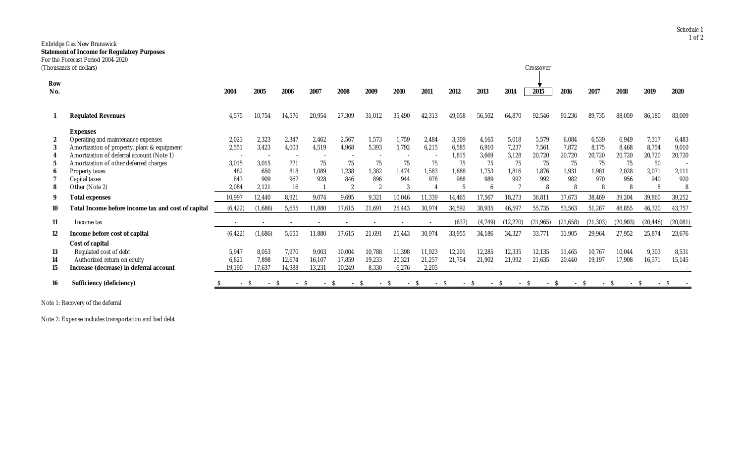Schedule 1

Enbridge Gas New Brunswick
**Statement of Income for Regulatory Purposes**
For the Forecast Period 2004-2020
(Thousands of dollars)

| Row No. | | 2004 | 2005 | 2006 | 2007 | 2008 | 2009 | 2010 | 2011 | 2012 | 2013 | 2014 | 2015 (Crossover) | 2016 | 2017 | 2018 | 2019 | 2020 |
|---|---|---|---|---|---|---|---|---|---|---|---|---|---|---|---|---|---|---|
| 1 | **Regulated Revenues** | 4,575 | 10,754 | 14,576 | 20,954 | 27,309 | 31,012 | 35,490 | 42,313 | 49,058 | 56,502 | 64,870 | 92,546 | 91,236 | 89,735 | 88,059 | 86,180 | 83,009 |
| | **Expenses** | | | | | | | | | | | | | | | | | |
| 2 | Operating and maintenance expenses | 2,023 | 2,323 | 2,347 | 2,462 | 2,567 | 1,573 | 1,759 | 2,484 | 3,309 | 4,165 | 5,018 | 5,579 | 6,084 | 6,539 | 6,949 | 7,317 | 6,483 |
| 3 | Amortization of property, plant & equipment | 2,551 | 3,423 | 4,003 | 4,519 | 4,968 | 5,393 | 5,792 | 6,215 | 6,585 | 6,910 | 7,237 | 7,561 | 7,872 | 8,175 | 8,468 | 8,754 | 9,010 |
| 4 | Amortization of deferral account (Note 1) | - | - | - | - | - | - | - | - | 1,815 | 3,669 | 3,128 | 20,720 | 20,720 | 20,720 | 20,720 | 20,720 | 20,720 |
| 5 | Amortization of other deferred charges | 3,015 | 3,015 | 771 | 75 | 75 | 75 | 75 | 75 | 75 | 75 | 75 | 75 | 75 | 75 | 75 | 50 | - |
| 6 | Property taxes | 482 | 650 | 818 | 1,089 | 1,238 | 1,382 | 1,474 | 1,583 | 1,688 | 1,753 | 1,816 | 1,876 | 1,931 | 1,981 | 2,028 | 2,071 | 2,111 |
| 7 | Capital taxes | 843 | 909 | 967 | 928 | 846 | 896 | 944 | 978 | 988 | 989 | 992 | 992 | 982 | 970 | 956 | 940 | 920 |
| 8 | Other (Note 2) | 2,084 | 2,121 | 16 | 1 | 2 | 2 | 3 | 4 | 5 | 6 | 7 | 8 | 8 | 8 | 8 | 8 | 8 |
| 9 | **Total expenses** | 10,997 | 12,440 | 8,921 | 9,074 | 9,695 | 9,321 | 10,046 | 11,339 | 14,465 | 17,567 | 18,273 | 36,811 | 37,673 | 38,469 | 39,204 | 39,860 | 39,252 |
| 10 | **Total Income before income tax and cost of capital** | (6,422) | (1,686) | 5,655 | 11,880 | 17,615 | 21,691 | 25,443 | 30,974 | 34,592 | 38,935 | 46,597 | 55,735 | 53,563 | 51,267 | 48,855 | 46,320 | 43,757 |
| 11 | Income tax | - | - | - | - | - | - | - | - | (637) | (4,749) | (12,270) | (21,965) | (21,658) | (21,303) | (20,903) | (20,446) | (20,081) |
| 12 | **Income before cost of capital** | (6,422) | (1,686) | 5,655 | 11,880 | 17,615 | 21,691 | 25,443 | 30,974 | 33,955 | 34,186 | 34,327 | 33,771 | 31,905 | 29,964 | 27,952 | 25,874 | 23,676 |
| | **Cost of capital** | | | | | | | | | | | | | | | | | |
| 13 | Regulated cost of debt | 5,947 | 8,053 | 7,970 | 9,003 | 10,004 | 10,788 | 11,398 | 11,923 | 12,201 | 12,285 | 12,335 | 12,135 | 11,465 | 10,767 | 10,044 | 9,303 | 8,531 |
| 14 | Authorized return on equity | 6,821 | 7,898 | 12,674 | 16,107 | 17,859 | 19,233 | 20,321 | 21,257 | 21,754 | 21,902 | 21,992 | 21,635 | 20,440 | 19,197 | 17,908 | 16,571 | 15,145 |
| 15 | **Increase (decrease) in deferral account** | 19,190 | 17,637 | 14,988 | 13,231 | 10,249 | 8,330 | 6,276 | 2,205 | - | - | - | - | - | - | - | - | - |
| 16 | **Sufficiency (deficiency)** | $ - | $ - | $ - | $ - | $ - | $ - | $ - | $ - | $ - | $ - | $ - | $ - | $ - | $ - | $ - | $ - | $ - |

Note 1: Recovery of the deferral

Note 2: Expense includes transportation and bad debt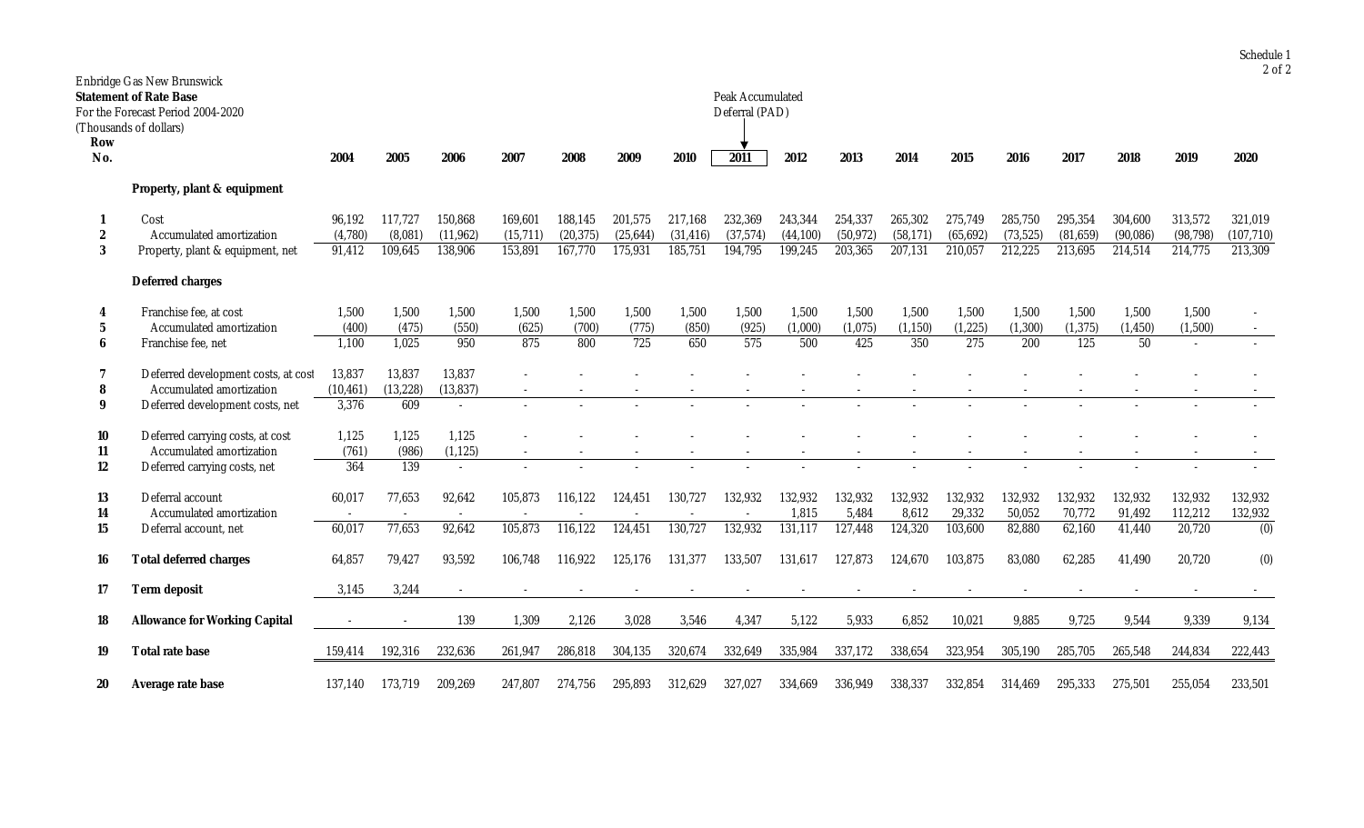Enbridge Gas New Brunswick
**Statement of Rate Base**
For the Forecast Period 2004-2020
(Thousands of dollars)

Peak Accumulated Deferral (PAD)

| Row No. | | 2004 | 2005 | 2006 | 2007 | 2008 | 2009 | 2010 | 2011 | 2012 | 2013 | 2014 | 2015 | 2016 | 2017 | 2018 | 2019 | 2020 |
|---|---|---|---|---|---|---|---|---|---|---|---|---|---|---|---|---|---|---|
| | **Property, plant & equipment** | | | | | | | | | | | | | | | | | |
| 1 | Cost | 96,192 | 117,727 | 150,868 | 169,601 | 188,145 | 201,575 | 217,168 | 232,369 | 243,344 | 254,337 | 265,302 | 275,749 | 285,750 | 295,354 | 304,600 | 313,572 | 321,019 |
| 2 | Accumulated amortization | (4,780) | (8,081) | (11,962) | (15,711) | (20,375) | (25,644) | (31,416) | (37,574) | (44,100) | (50,972) | (58,171) | (65,692) | (73,525) | (81,659) | (90,086) | (98,798) | (107,710) |
| 3 | Property, plant & equipment, net | 91,412 | 109,645 | 138,906 | 153,891 | 167,770 | 175,931 | 185,751 | 194,795 | 199,245 | 203,365 | 207,131 | 210,057 | 212,225 | 213,695 | 214,514 | 214,775 | 213,309 |
| | **Deferred charges** | | | | | | | | | | | | | | | | | |
| 4 | Franchise fee, at cost | 1,500 | 1,500 | 1,500 | 1,500 | 1,500 | 1,500 | 1,500 | 1,500 | 1,500 | 1,500 | 1,500 | 1,500 | 1,500 | 1,500 | 1,500 | 1,500 | - |
| 5 | Accumulated amortization | (400) | (475) | (550) | (625) | (700) | (775) | (850) | (925) | (1,000) | (1,075) | (1,150) | (1,225) | (1,300) | (1,375) | (1,450) | (1,500) | - |
| 6 | Franchise fee, net | 1,100 | 1,025 | 950 | 875 | 800 | 725 | 650 | 575 | 500 | 425 | 350 | 275 | 200 | 125 | 50 | - | - |
| 7 | Deferred development costs, at cost | 13,837 | 13,837 | 13,837 | - | - | - | - | - | - | - | - | - | - | - | - | - | - |
| 8 | Accumulated amortization | (10,461) | (13,228) | (13,837) | - | - | - | - | - | - | - | - | - | - | - | - | - | - |
| 9 | Deferred development costs, net | 3,376 | 609 | - | - | - | - | - | - | - | - | - | - | - | - | - | - | - |
| 10 | Deferred carrying costs, at cost | 1,125 | 1,125 | 1,125 | - | - | - | - | - | - | - | - | - | - | - | - | - | - |
| 11 | Accumulated amortization | (761) | (986) | (1,125) | - | - | - | - | - | - | - | - | - | - | - | - | - | - |
| 12 | Deferred carrying costs, net | 364 | 139 | - | - | - | - | - | - | - | - | - | - | - | - | - | - | - |
| 13 | Deferral account | 60,017 | 77,653 | 92,642 | 105,873 | 116,122 | 124,451 | 130,727 | 132,932 | 132,932 | 132,932 | 132,932 | 132,932 | 132,932 | 132,932 | 132,932 | 132,932 | 132,932 |
| 14 | Accumulated amortization | - | - | - | - | - | - | - | - | 1,815 | 5,484 | 8,612 | 29,332 | 50,052 | 70,772 | 91,492 | 112,212 | 132,932 |
| 15 | Deferral account, net | 60,017 | 77,653 | 92,642 | 105,873 | 116,122 | 124,451 | 130,727 | 132,932 | 131,117 | 127,448 | 124,320 | 103,600 | 82,880 | 62,160 | 41,440 | 20,720 | (0) |
| 16 | **Total deferred charges** | 64,857 | 79,427 | 93,592 | 106,748 | 116,922 | 125,176 | 131,377 | 133,507 | 131,617 | 127,873 | 124,670 | 103,875 | 83,080 | 62,285 | 41,490 | 20,720 | (0) |
| 17 | **Term deposit** | 3,145 | 3,244 | - | - | - | - | - | - | - | - | - | - | - | - | - | - | - |
| 18 | **Allowance for Working Capital** | - | - | 139 | 1,309 | 2,126 | 3,028 | 3,546 | 4,347 | 5,122 | 5,933 | 6,852 | 10,021 | 9,885 | 9,725 | 9,544 | 9,339 | 9,134 |
| 19 | **Total rate base** | 159,414 | 192,316 | 232,636 | 261,947 | 286,818 | 304,135 | 320,674 | 332,649 | 335,984 | 337,172 | 338,654 | 323,954 | 305,190 | 285,705 | 265,548 | 244,834 | 222,443 |
| 20 | **Average rate base** | 137,140 | 173,719 | 209,269 | 247,807 | 274,756 | 295,893 | 312,629 | 327,027 | 334,669 | 336,949 | 338,337 | 332,854 | 314,469 | 295,333 | 275,501 | 255,054 | 233,501 |